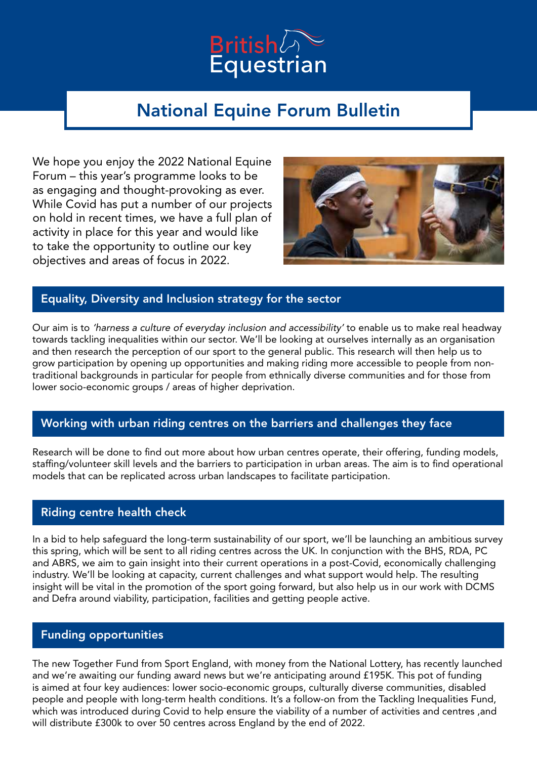British Equestrian

# National Equine Forum Bulletin

We hope you enjoy the 2022 National Equine Forum – this year's programme looks to be as engaging and thought-provoking as ever. While Covid has put a number of our projects on hold in recent times, we have a full plan of activity in place for this year and would like to take the opportunity to outline our key objectives and areas of focus in 2022.

## Equality, Diversity and Inclusion strategy for the sector

Our aim is to *'harness a culture of everyday inclusion and accessibility'* to enable us to make real headway towards tackling inequalities within our sector. We'll be looking at ourselves internally as an organisation and then research the perception of our sport to the general public. This research will then help us to grow participation by opening up opportunities and making riding more accessible to people from non-traditional backgrounds in particular for people from ethnically diverse communities and for those from lower socio-economic groups / areas of higher deprivation.

## Working with urban riding centres on the barriers and challenges they face

Research will be done to find out more about how urban centres operate, their offering, funding models, staffing/volunteer skill levels and the barriers to participation in urban areas. The aim is to find operational models that can be replicated across urban landscapes to facilitate participation.

## Riding centre health check

In a bid to help safeguard the long-term sustainability of our sport, we'll be launching an ambitious survey this spring, which will be sent to all riding centres across the UK. In conjunction with the BHS, RDA, PC and ABRS, we aim to gain insight into their current operations in a post-Covid, economically challenging industry. We'll be looking at capacity, current challenges and what support would help. The resulting insight will be vital in the promotion of the sport going forward, but also help us in our work with DCMS and Defra around viability, participation, facilities and getting people active.

## Funding opportunities

The new Together Fund from Sport England, with money from the National Lottery, has recently launched and we're awaiting our funding award news but we're anticipating around £195K. This pot of funding is aimed at four key audiences: lower socio-economic groups, culturally diverse communities, disabled people and people with long-term health conditions. It's a follow-on from the Tackling Inequalities Fund, which was introduced during Covid to help ensure the viability of a number of activities and centres ,and will distribute £300k to over 50 centres across England by the end of 2022.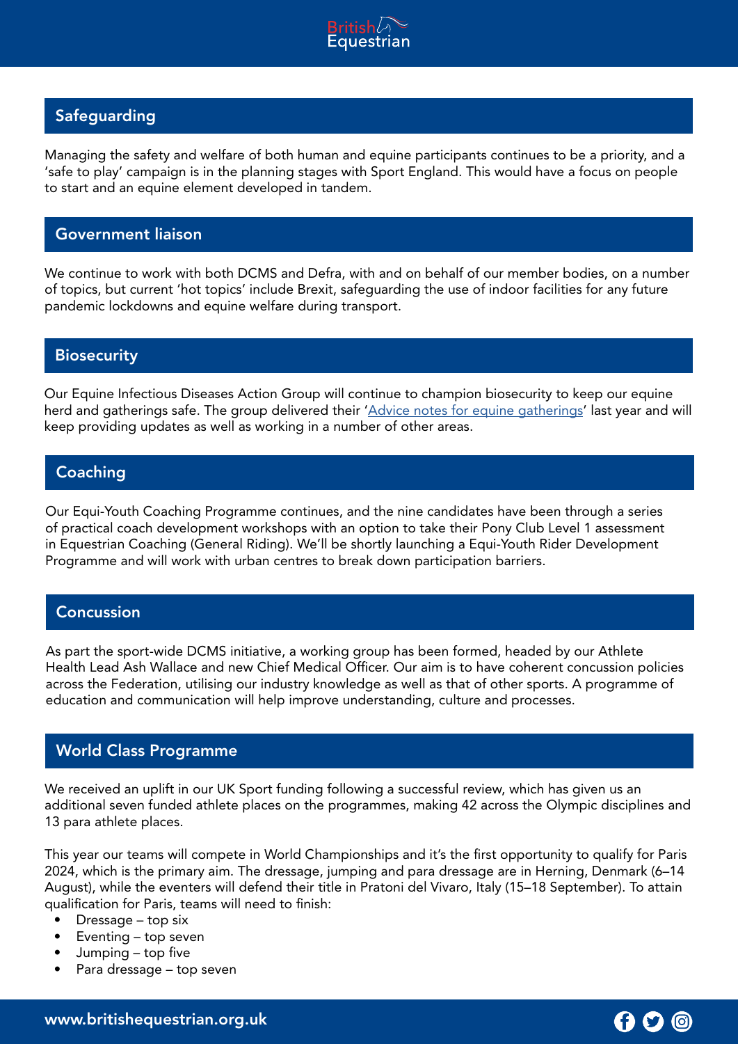## Safeguarding

Managing the safety and welfare of both human and equine participants continues to be a priority, and a 'safe to play' campaign is in the planning stages with Sport England. This would have a focus on people to start and an equine element developed in tandem.

## Government liaison

We continue to work with both DCMS and Defra, with and on behalf of our member bodies, on a number of topics, but current 'hot topics' include Brexit, safeguarding the use of indoor facilities for any future pandemic lockdowns and equine welfare during transport.

## Biosecurity

Our Equine Infectious Diseases Action Group will continue to champion biosecurity to keep our equine herd and gatherings safe. The group delivered their 'Advice notes for equine gatherings' last year and will keep providing updates as well as working in a number of other areas.

## Coaching

Our Equi-Youth Coaching Programme continues, and the nine candidates have been through a series of practical coach development workshops with an option to take their Pony Club Level 1 assessment in Equestrian Coaching (General Riding). We'll be shortly launching a Equi-Youth Rider Development Programme and will work with urban centres to break down participation barriers.

## Concussion

As part the sport-wide DCMS initiative, a working group has been formed, headed by our Athlete Health Lead Ash Wallace and new Chief Medical Officer. Our aim is to have coherent concussion policies across the Federation, utilising our industry knowledge as well as that of other sports. A programme of education and communication will help improve understanding, culture and processes.

## World Class Programme

We received an uplift in our UK Sport funding following a successful review, which has given us an additional seven funded athlete places on the programmes, making 42 across the Olympic disciplines and 13 para athlete places.

This year our teams will compete in World Championships and it's the first opportunity to qualify for Paris 2024, which is the primary aim. The dressage, jumping and para dressage are in Herning, Denmark (6–14 August), while the eventers will defend their title in Pratoni del Vivaro, Italy (15–18 September). To attain qualification for Paris, teams will need to finish:

- Dressage – top six
- Eventing – top seven
- Jumping – top five
- Para dressage – top seven